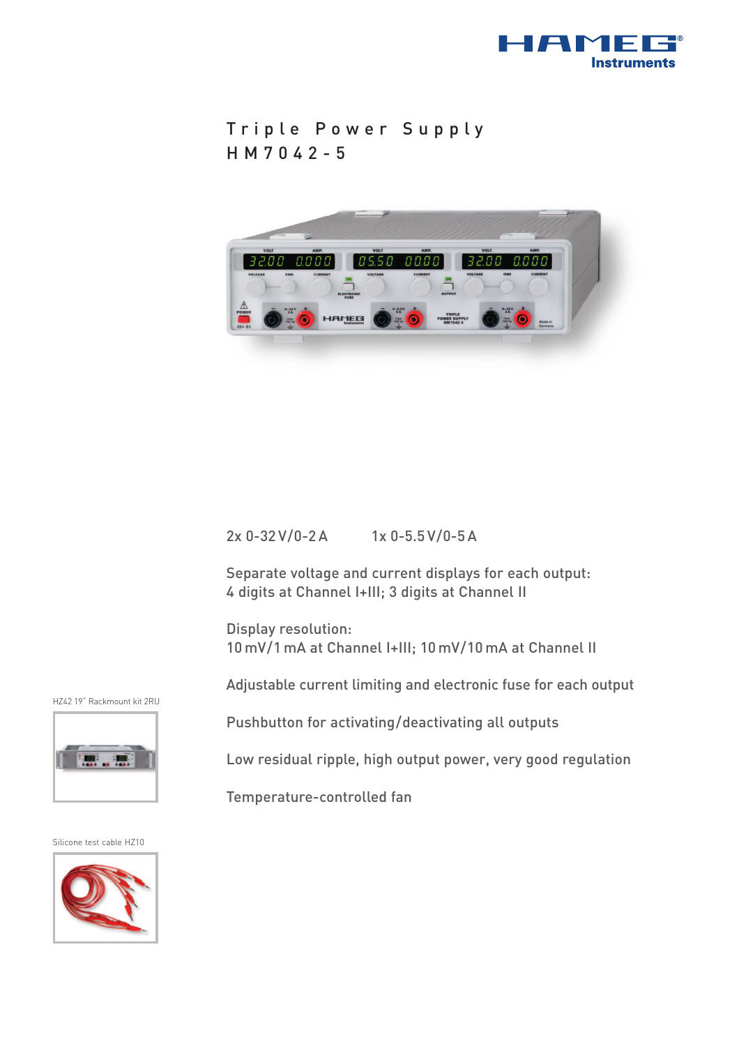HAMEG Instruments

# Triple Power Supply HM7042-5

2x 0-32 V/0-2 A 1x 0-5.5 V/0-5 A

Separate voltage and current displays for each output:
4 digits at Channel I+III; 3 digits at Channel II

Display resolution:
10 mV/1 mA at Channel I+III; 10 mV/10 mA at Channel II

Adjustable current limiting and electronic fuse for each output

Pushbutton for activating/deactivating all outputs

Low residual ripple, high output power, very good regulation

Temperature-controlled fan

HZ42 19" Rackmount kit 2RU

Silicone test cable HZ10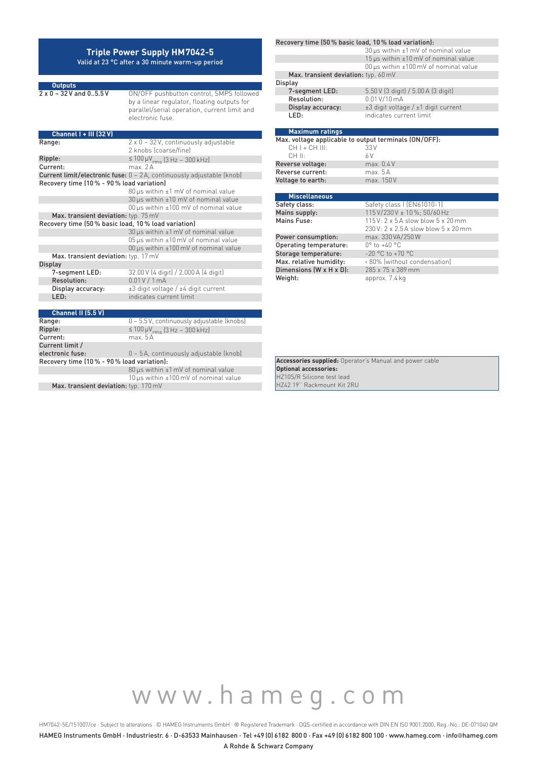## Triple Power Supply HM7042-5

Valid at 23 °C after a 30 minute warm-up period

### Outputs

| | |
|---|---|
| 2 x 0 – 32 V and 0..5.5 V | ON/OFF pushbutton control, SMPS followed by a linear regulator, floating outputs for parallel/serial operation, current limit and electronic fuse. |

### Channel I + III (32 V)

| | |
|---|---|
| Range: | 2 x 0 – 32 V, continuously adjustable 2 knobs (coarse/fine) |
| Ripple: | ≤ 100 $\mu V_{rms}$ (3 Hz – 300 kHz) |
| Current: | max. 2 A |
| **Current limit/electronic fuse:** | 0 – 2 A, continuously adjustable (knob) |
| Recovery time (10 % - 90 % load variation) | |
| | 80 µs within ±1 mV of nominal value |
| | 30 µs within ±10 mV of nominal value |
| | 00 µs within ±100 mV of nominal value |
| Max. transient deviation: | typ. 75 mV |
| Recovery time (50 % basic load, 10 % load variation) | |
| | 30 µs within ±1 mV of nominal value |
| | 05 µs within ±10 mV of nominal value |
| | 00 µs within ±100 mV of nominal value |
| Max. transient deviation: | typ. 17 mV |
| Display | |
| 7-segment LED: | 32.00 V (4 digit) / 2.000 A (4 digit) |
| Resolution: | 0.01 V / 1 mA |
| Display accuracy: | ±3 digit voltage / ±4 digit current |
| LED: | indicates current limit |

### Channel II (5.5 V)

| | |
|---|---|
| Range: | 0 – 5.5 V, continuously adjustable (knobs) |
| Ripple: | ≤ 100 $\mu V_{rms}$ (3 Hz – 300 kHz) |
| Current: | max. 5 A |
| Current limit / electronic fuse: | 0 – 5 A, continuously adjustable (knob) |
| Recovery time (10 % - 90 % load variation): | |
| | 80 µs within ±1 mV of nominal value |
| | 10 µs within ±100 mV of nominal value |
| Max. transient deviation: | typ. 170 mV |
| Recovery time (50 % basic load, 10 % load variation): | |
| | 30 µs within ±1 mV of nominal value |
| | 15 µs within ±10 mV of nominal value |
| | 00 µs within ±100 mV of nominal value |
| Max. transient deviation: | typ. 60 mV |
| Display | |
| 7-segment LED: | 5.50 V (3 digit) / 5.00 A (3 digit) |
| Resolution: | 0.01 V/10 mA |
| Display accuracy: | ±3 digit voltage / ±1 digit current |
| LED: | indicates current limit |

### Maximum ratings

| | |
|---|---|
| Max. voltage applicable to output terminals (ON/OFF): | |
| CH I + CH III: | 33 V |
| CH II: | 6 V |
| Reverse voltage: | max. 0.4 V |
| Reverse current: | max. 5 A |
| Voltage to earth: | max. 150 V |

### Miscellaneous

| | |
|---|---|
| Safety class: | Safety class I (EN61010-1) |
| Mains supply: | 115 V/230 V ± 10 %; 50/60 Hz |
| Mains Fuse: | 115 V: 2 x 5 A slow blow 5 x 20 mm<br>230 V: 2 x 2.5 A slow blow 5 x 20 mm |
| Power consumption: | max. 330 VA/250 W |
| Operating temperature: | 0° to +40 °C |
| Storage temperature: | -20 °C to +70 °C |
| Max. relative humidity: | ‹ 80% (without condensation) |
| Dimensions (W x H x D): | 285 x 75 x 389 mm |
| Weight: | approx. 7.4 kg |

**Accessories supplied:** Operator's Manual and power cable
**Optional accessories:**
HZ10S/R Silicone test lead
HZ42 19'' Rackmount Kit 2RU

www.hameg.com

HM7042-5E/151007/ce · Subject to alterations · © HAMEG Instruments GmbH · ® Registered Trademark · DQS-certified in accordance with DIN EN ISO 9001:2000, Reg.-No.: DE-071040 QM

HAMEG Instruments GmbH · Industriestr. 6 · D-63533 Mainhausen · Tel +49 (0) 6182 800 0 · Fax +49 (0) 6182 800 100 · www.hameg.com · info@hameg.com

A Rohde & Schwarz Company